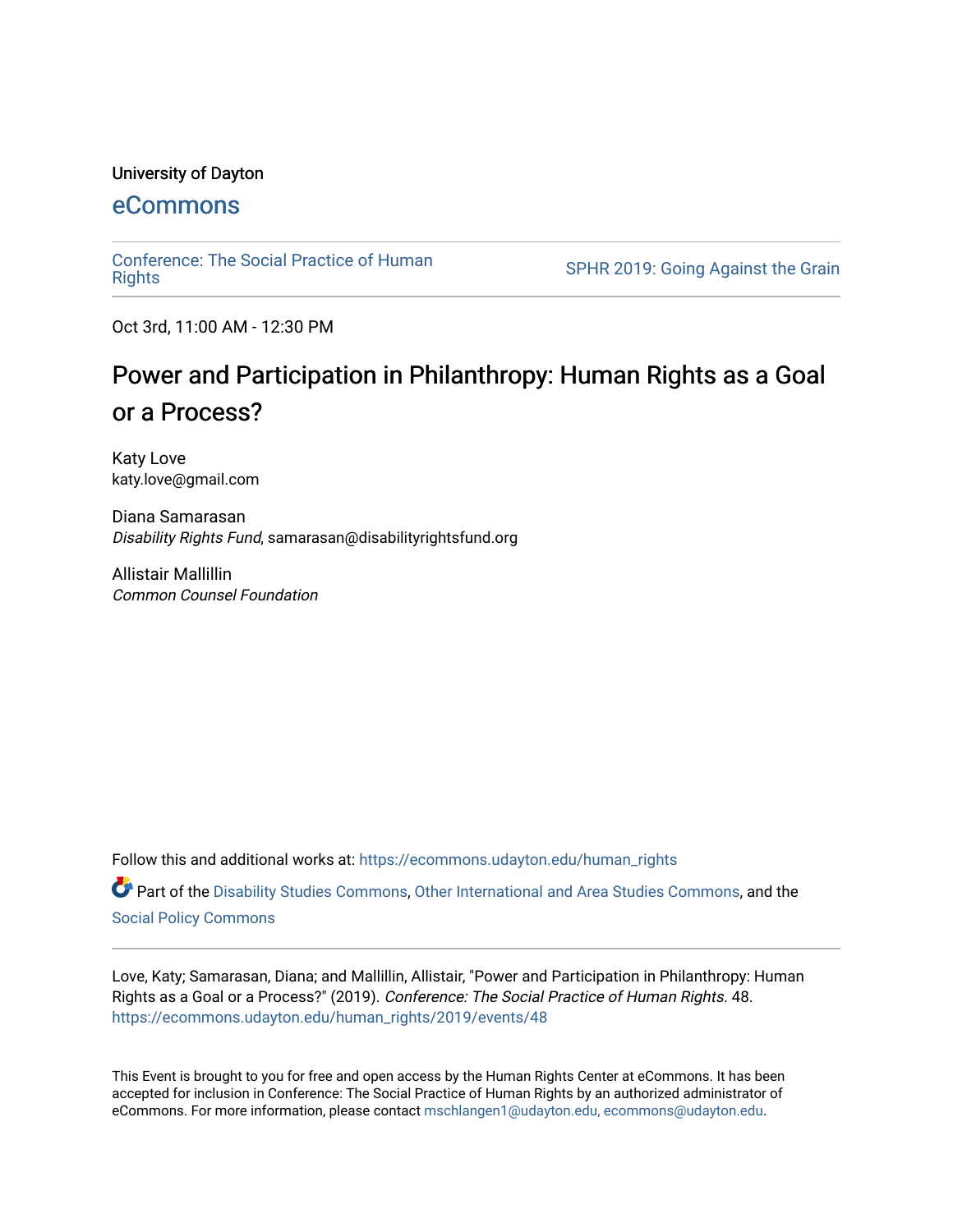University of Dayton

eCommons

Conference: The Social Practice of Human Rights | SPHR 2019: Going Against the Grain

Oct 3rd, 11:00 AM - 12:30 PM

# Power and Participation in Philanthropy: Human Rights as a Goal or a Process?

Katy Love
katy.love@gmail.com

Diana Samarasan
*Disability Rights Fund*, samarasan@disabilityrightsfund.org

Allistair Mallillin
*Common Counsel Foundation*

Follow this and additional works at: https://ecommons.udayton.edu/human_rights

Part of the Disability Studies Commons, Other International and Area Studies Commons, and the Social Policy Commons

---

Love, Katy; Samarasan, Diana; and Mallillin, Allistair, "Power and Participation in Philanthropy: Human Rights as a Goal or a Process?" (2019). *Conference: The Social Practice of Human Rights*. 48.
https://ecommons.udayton.edu/human_rights/2019/events/48

This Event is brought to you for free and open access by the Human Rights Center at eCommons. It has been accepted for inclusion in Conference: The Social Practice of Human Rights by an authorized administrator of eCommons. For more information, please contact mschlangen1@udayton.edu, ecommons@udayton.edu.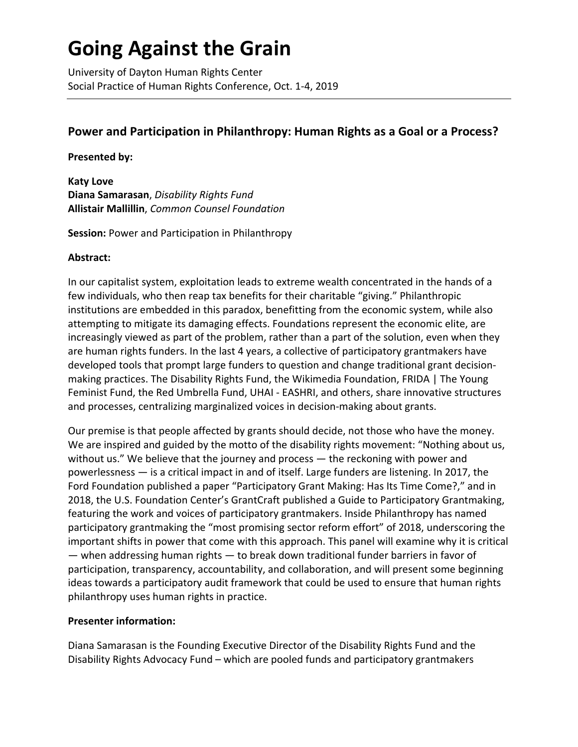# Going Against the Grain

University of Dayton Human Rights Center
Social Practice of Human Rights Conference, Oct. 1-4, 2019

## Power and Participation in Philanthropy: Human Rights as a Goal or a Process?

**Presented by:**

**Katy Love**
**Diana Samarasan**, *Disability Rights Fund*
**Allistair Mallillin**, *Common Counsel Foundation*

**Session:** Power and Participation in Philanthropy

**Abstract:**

In our capitalist system, exploitation leads to extreme wealth concentrated in the hands of a few individuals, who then reap tax benefits for their charitable "giving." Philanthropic institutions are embedded in this paradox, benefitting from the economic system, while also attempting to mitigate its damaging effects. Foundations represent the economic elite, are increasingly viewed as part of the problem, rather than a part of the solution, even when they are human rights funders. In the last 4 years, a collective of participatory grantmakers have developed tools that prompt large funders to question and change traditional grant decision-making practices. The Disability Rights Fund, the Wikimedia Foundation, FRIDA | The Young Feminist Fund, the Red Umbrella Fund, UHAI - EASHRI, and others, share innovative structures and processes, centralizing marginalized voices in decision-making about grants.

Our premise is that people affected by grants should decide, not those who have the money. We are inspired and guided by the motto of the disability rights movement: "Nothing about us, without us." We believe that the journey and process — the reckoning with power and powerlessness — is a critical impact in and of itself. Large funders are listening. In 2017, the Ford Foundation published a paper "Participatory Grant Making: Has Its Time Come?," and in 2018, the U.S. Foundation Center's GrantCraft published a Guide to Participatory Grantmaking, featuring the work and voices of participatory grantmakers. Inside Philanthropy has named participatory grantmaking the "most promising sector reform effort" of 2018, underscoring the important shifts in power that come with this approach. This panel will examine why it is critical — when addressing human rights — to break down traditional funder barriers in favor of participation, transparency, accountability, and collaboration, and will present some beginning ideas towards a participatory audit framework that could be used to ensure that human rights philanthropy uses human rights in practice.

**Presenter information:**

Diana Samarasan is the Founding Executive Director of the Disability Rights Fund and the Disability Rights Advocacy Fund – which are pooled funds and participatory grantmakers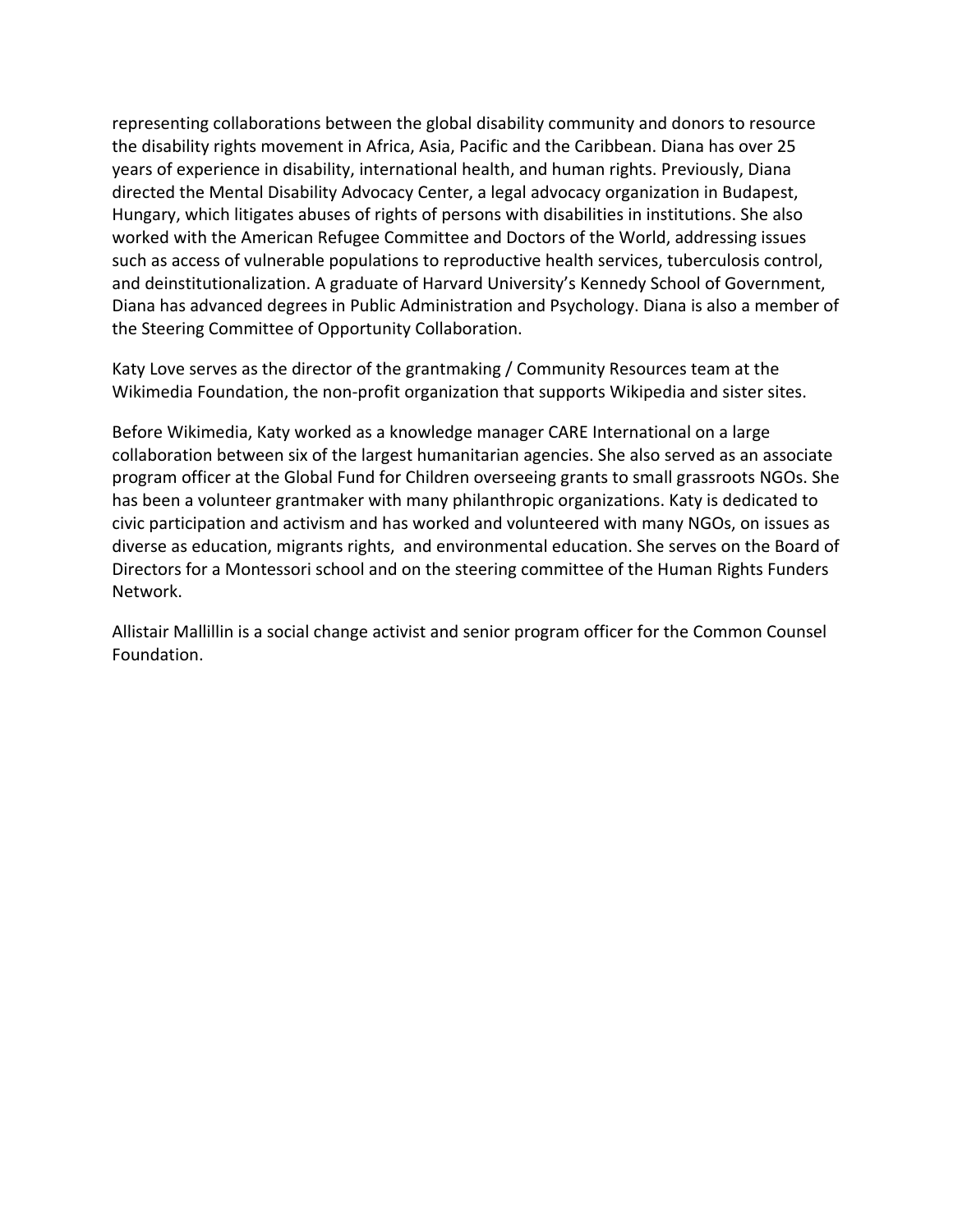representing collaborations between the global disability community and donors to resource the disability rights movement in Africa, Asia, Pacific and the Caribbean. Diana has over 25 years of experience in disability, international health, and human rights. Previously, Diana directed the Mental Disability Advocacy Center, a legal advocacy organization in Budapest, Hungary, which litigates abuses of rights of persons with disabilities in institutions. She also worked with the American Refugee Committee and Doctors of the World, addressing issues such as access of vulnerable populations to reproductive health services, tuberculosis control, and deinstitutionalization. A graduate of Harvard University's Kennedy School of Government, Diana has advanced degrees in Public Administration and Psychology. Diana is also a member of the Steering Committee of Opportunity Collaboration.

Katy Love serves as the director of the grantmaking / Community Resources team at the Wikimedia Foundation, the non-profit organization that supports Wikipedia and sister sites.

Before Wikimedia, Katy worked as a knowledge manager CARE International on a large collaboration between six of the largest humanitarian agencies. She also served as an associate program officer at the Global Fund for Children overseeing grants to small grassroots NGOs. She has been a volunteer grantmaker with many philanthropic organizations. Katy is dedicated to civic participation and activism and has worked and volunteered with many NGOs, on issues as diverse as education, migrants rights, and environmental education. She serves on the Board of Directors for a Montessori school and on the steering committee of the Human Rights Funders Network.

Allistair Mallillin is a social change activist and senior program officer for the Common Counsel Foundation.